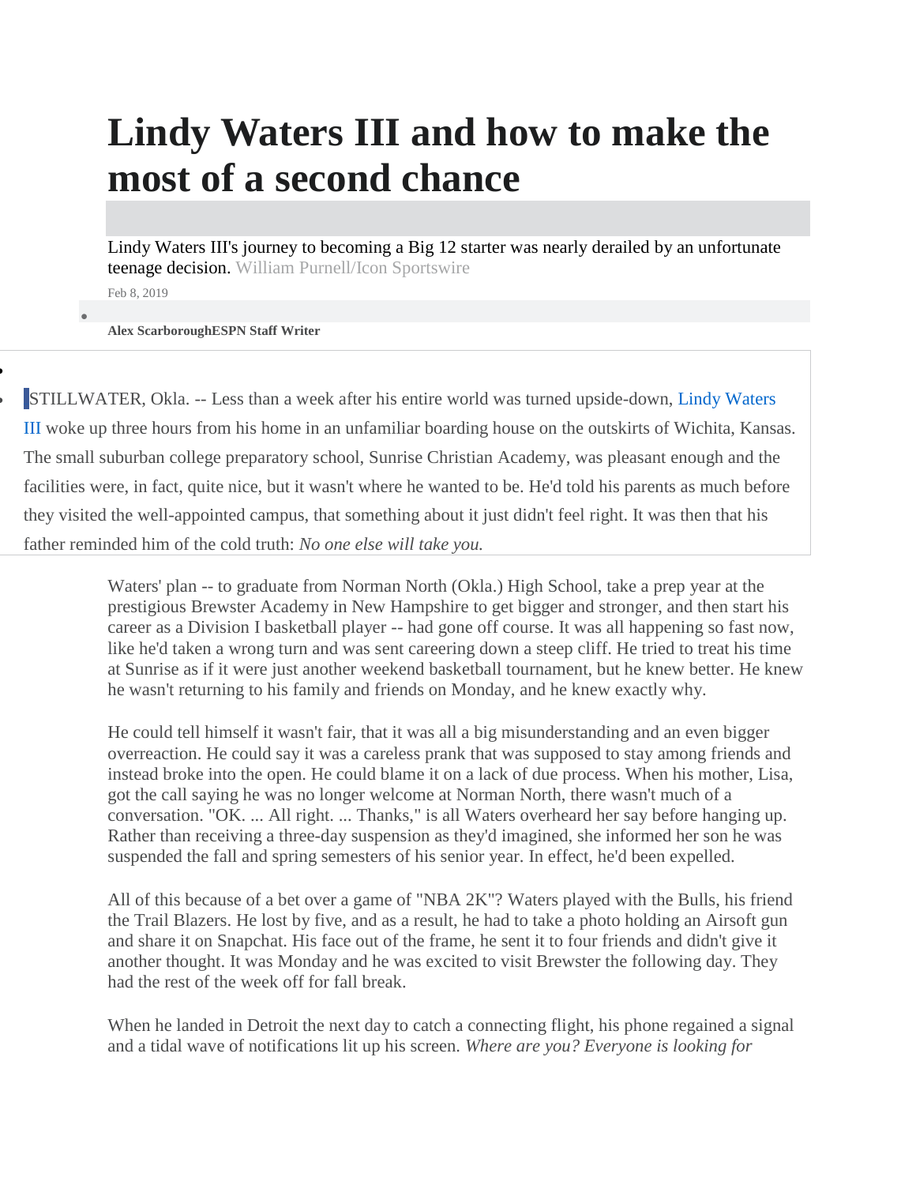# Lindy Waters III and how to make the most of a second chance

Lindy Waters III's journey to becoming a Big 12 starter was nearly derailed by an unfortunate teenage decision. William Purnell/Icon Sportswire

Feb 8, 2019

**Alex Scarborough** **ESPN Staff Writer**

STILLWATER, Okla. -- Less than a week after his entire world was turned upside-down, Lindy Waters III woke up three hours from his home in an unfamiliar boarding house on the outskirts of Wichita, Kansas. The small suburban college preparatory school, Sunrise Christian Academy, was pleasant enough and the facilities were, in fact, quite nice, but it wasn't where he wanted to be. He'd told his parents as much before they visited the well-appointed campus, that something about it just didn't feel right. It was then that his father reminded him of the cold truth: *No one else will take you.*

Waters' plan -- to graduate from Norman North (Okla.) High School, take a prep year at the prestigious Brewster Academy in New Hampshire to get bigger and stronger, and then start his career as a Division I basketball player -- had gone off course. It was all happening so fast now, like he'd taken a wrong turn and was sent careering down a steep cliff. He tried to treat his time at Sunrise as if it were just another weekend basketball tournament, but he knew better. He knew he wasn't returning to his family and friends on Monday, and he knew exactly why.

He could tell himself it wasn't fair, that it was all a big misunderstanding and an even bigger overreaction. He could say it was a careless prank that was supposed to stay among friends and instead broke into the open. He could blame it on a lack of due process. When his mother, Lisa, got the call saying he was no longer welcome at Norman North, there wasn't much of a conversation. "OK. ... All right. ... Thanks," is all Waters overheard her say before hanging up. Rather than receiving a three-day suspension as they'd imagined, she informed her son he was suspended the fall and spring semesters of his senior year. In effect, he'd been expelled.

All of this because of a bet over a game of "NBA 2K"? Waters played with the Bulls, his friend the Trail Blazers. He lost by five, and as a result, he had to take a photo holding an Airsoft gun and share it on Snapchat. His face out of the frame, he sent it to four friends and didn't give it another thought. It was Monday and he was excited to visit Brewster the following day. They had the rest of the week off for fall break.

When he landed in Detroit the next day to catch a connecting flight, his phone regained a signal and a tidal wave of notifications lit up his screen. *Where are you? Everyone is looking for*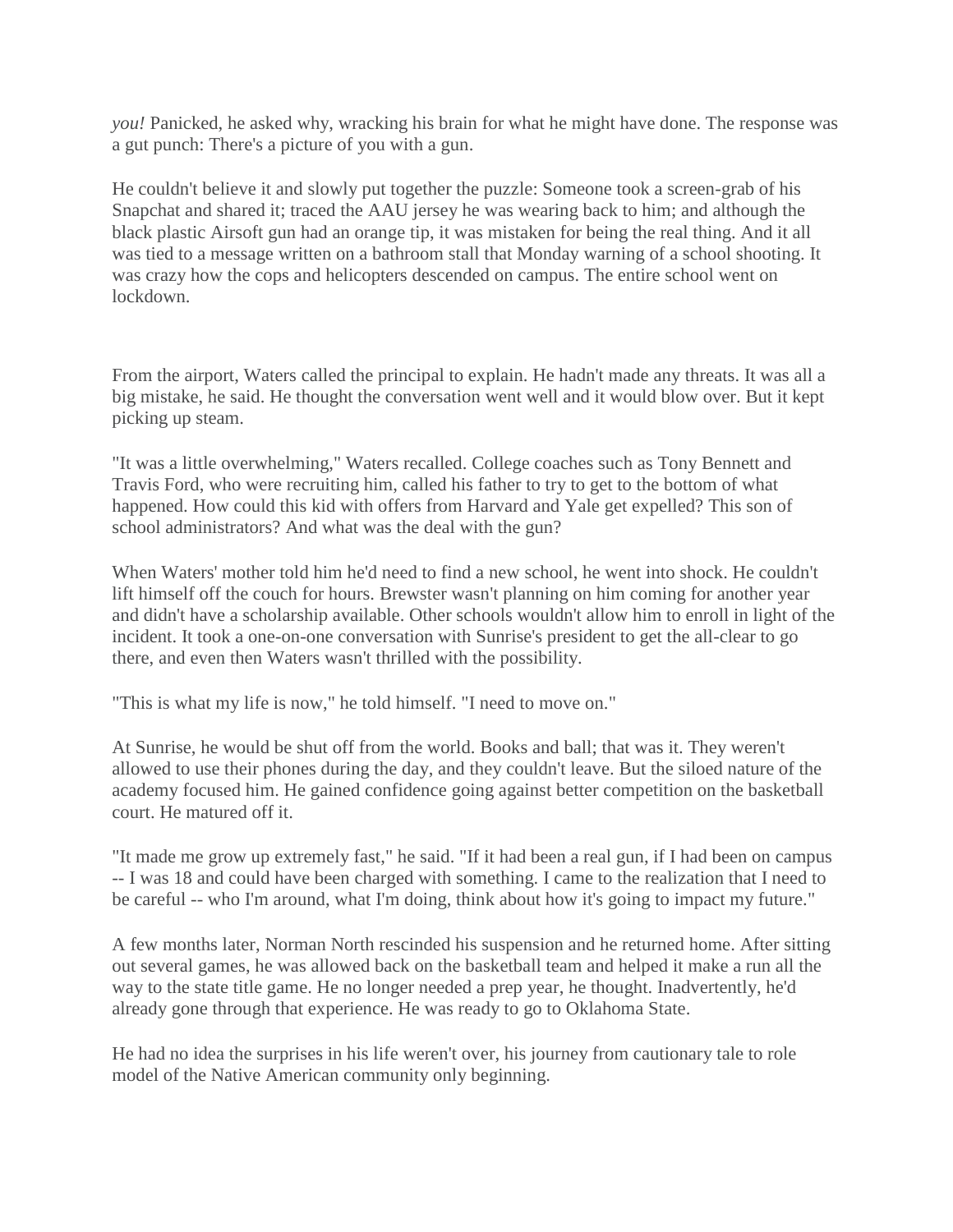*you!* Panicked, he asked why, wracking his brain for what he might have done. The response was a gut punch: There's a picture of you with a gun.

He couldn't believe it and slowly put together the puzzle: Someone took a screen-grab of his Snapchat and shared it; traced the AAU jersey he was wearing back to him; and although the black plastic Airsoft gun had an orange tip, it was mistaken for being the real thing. And it all was tied to a message written on a bathroom stall that Monday warning of a school shooting. It was crazy how the cops and helicopters descended on campus. The entire school went on lockdown.

From the airport, Waters called the principal to explain. He hadn't made any threats. It was all a big mistake, he said. He thought the conversation went well and it would blow over. But it kept picking up steam.

"It was a little overwhelming," Waters recalled. College coaches such as Tony Bennett and Travis Ford, who were recruiting him, called his father to try to get to the bottom of what happened. How could this kid with offers from Harvard and Yale get expelled? This son of school administrators? And what was the deal with the gun?

When Waters' mother told him he'd need to find a new school, he went into shock. He couldn't lift himself off the couch for hours. Brewster wasn't planning on him coming for another year and didn't have a scholarship available. Other schools wouldn't allow him to enroll in light of the incident. It took a one-on-one conversation with Sunrise's president to get the all-clear to go there, and even then Waters wasn't thrilled with the possibility.

"This is what my life is now," he told himself. "I need to move on."

At Sunrise, he would be shut off from the world. Books and ball; that was it. They weren't allowed to use their phones during the day, and they couldn't leave. But the siloed nature of the academy focused him. He gained confidence going against better competition on the basketball court. He matured off it.

"It made me grow up extremely fast," he said. "If it had been a real gun, if I had been on campus -- I was 18 and could have been charged with something. I came to the realization that I need to be careful -- who I'm around, what I'm doing, think about how it's going to impact my future."

A few months later, Norman North rescinded his suspension and he returned home. After sitting out several games, he was allowed back on the basketball team and helped it make a run all the way to the state title game. He no longer needed a prep year, he thought. Inadvertently, he'd already gone through that experience. He was ready to go to Oklahoma State.

He had no idea the surprises in his life weren't over, his journey from cautionary tale to role model of the Native American community only beginning.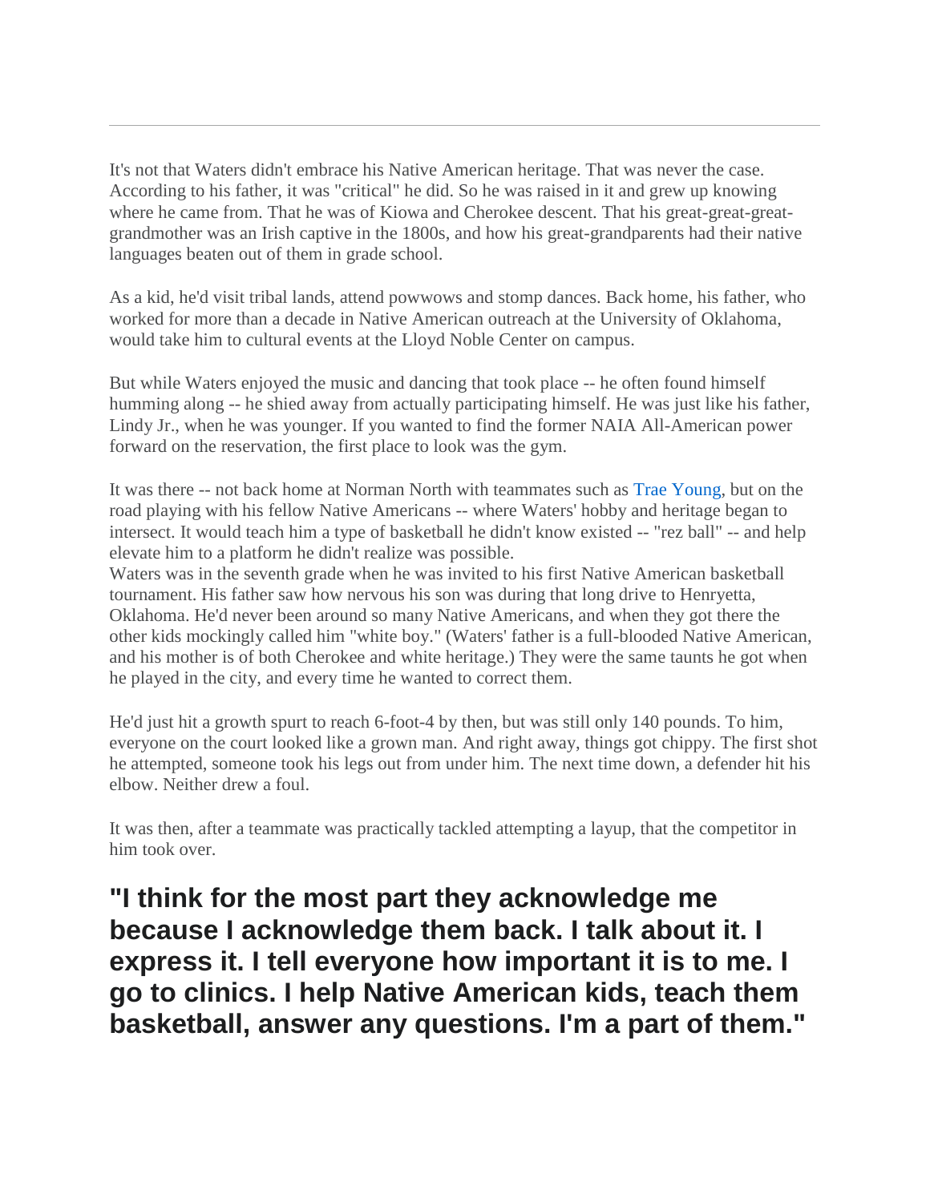It's not that Waters didn't embrace his Native American heritage. That was never the case. According to his father, it was "critical" he did. So he was raised in it and grew up knowing where he came from. That he was of Kiowa and Cherokee descent. That his great-great-great-grandmother was an Irish captive in the 1800s, and how his great-grandparents had their native languages beaten out of them in grade school.

As a kid, he'd visit tribal lands, attend powwows and stomp dances. Back home, his father, who worked for more than a decade in Native American outreach at the University of Oklahoma, would take him to cultural events at the Lloyd Noble Center on campus.

But while Waters enjoyed the music and dancing that took place -- he often found himself humming along -- he shied away from actually participating himself. He was just like his father, Lindy Jr., when he was younger. If you wanted to find the former NAIA All-American power forward on the reservation, the first place to look was the gym.

It was there -- not back home at Norman North with teammates such as Trae Young, but on the road playing with his fellow Native Americans -- where Waters' hobby and heritage began to intersect. It would teach him a type of basketball he didn't know existed -- "rez ball" -- and help elevate him to a platform he didn't realize was possible.

Waters was in the seventh grade when he was invited to his first Native American basketball tournament. His father saw how nervous his son was during that long drive to Henryetta, Oklahoma. He'd never been around so many Native Americans, and when they got there the other kids mockingly called him "white boy." (Waters' father is a full-blooded Native American, and his mother is of both Cherokee and white heritage.) They were the same taunts he got when he played in the city, and every time he wanted to correct them.

He'd just hit a growth spurt to reach 6-foot-4 by then, but was still only 140 pounds. To him, everyone on the court looked like a grown man. And right away, things got chippy. The first shot he attempted, someone took his legs out from under him. The next time down, a defender hit his elbow. Neither drew a foul.

It was then, after a teammate was practically tackled attempting a layup, that the competitor in him took over.

## "I think for the most part they acknowledge me because I acknowledge them back. I talk about it. I express it. I tell everyone how important it is to me. I go to clinics. I help Native American kids, teach them basketball, answer any questions. I'm a part of them."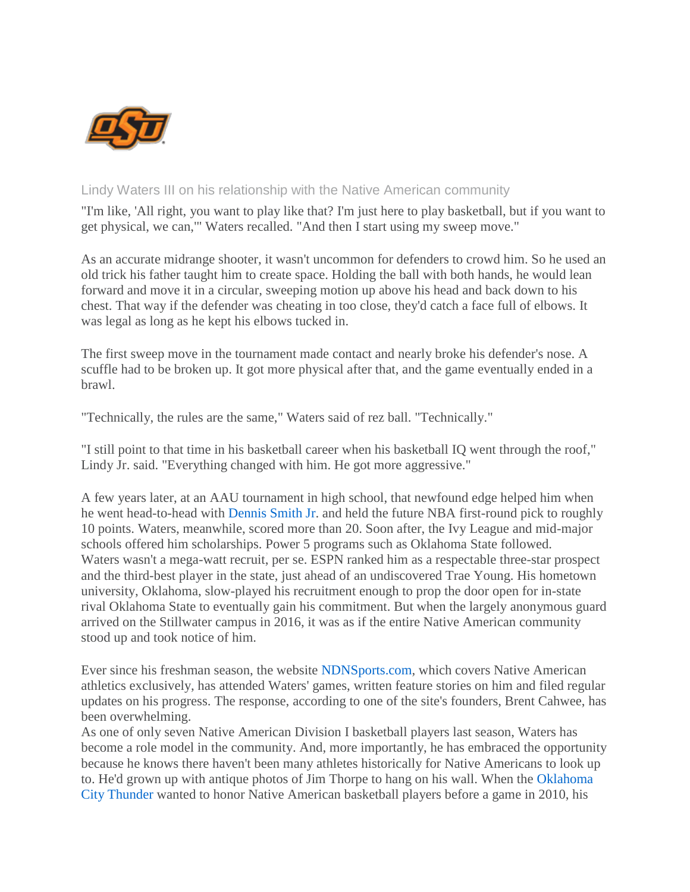Lindy Waters III on his relationship with the Native American community

"I'm like, 'All right, you want to play like that? I'm just here to play basketball, but if you want to get physical, we can,'" Waters recalled. "And then I start using my sweep move."

As an accurate midrange shooter, it wasn't uncommon for defenders to crowd him. So he used an old trick his father taught him to create space. Holding the ball with both hands, he would lean forward and move it in a circular, sweeping motion up above his head and back down to his chest. That way if the defender was cheating in too close, they'd catch a face full of elbows. It was legal as long as he kept his elbows tucked in.

The first sweep move in the tournament made contact and nearly broke his defender's nose. A scuffle had to be broken up. It got more physical after that, and the game eventually ended in a brawl.

"Technically, the rules are the same," Waters said of rez ball. "Technically."

"I still point to that time in his basketball career when his basketball IQ went through the roof," Lindy Jr. said. "Everything changed with him. He got more aggressive."

A few years later, at an AAU tournament in high school, that newfound edge helped him when he went head-to-head with Dennis Smith Jr. and held the future NBA first-round pick to roughly 10 points. Waters, meanwhile, scored more than 20. Soon after, the Ivy League and mid-major schools offered him scholarships. Power 5 programs such as Oklahoma State followed. Waters wasn't a mega-watt recruit, per se. ESPN ranked him as a respectable three-star prospect and the third-best player in the state, just ahead of an undiscovered Trae Young. His hometown university, Oklahoma, slow-played his recruitment enough to prop the door open for in-state rival Oklahoma State to eventually gain his commitment. But when the largely anonymous guard arrived on the Stillwater campus in 2016, it was as if the entire Native American community stood up and took notice of him.

Ever since his freshman season, the website NDNSports.com, which covers Native American athletics exclusively, has attended Waters' games, written feature stories on him and filed regular updates on his progress. The response, according to one of the site's founders, Brent Cahwee, has been overwhelming.
As one of only seven Native American Division I basketball players last season, Waters has become a role model in the community. And, more importantly, he has embraced the opportunity because he knows there haven't been many athletes historically for Native Americans to look up to. He'd grown up with antique photos of Jim Thorpe to hang on his wall. When the Oklahoma City Thunder wanted to honor Native American basketball players before a game in 2010, his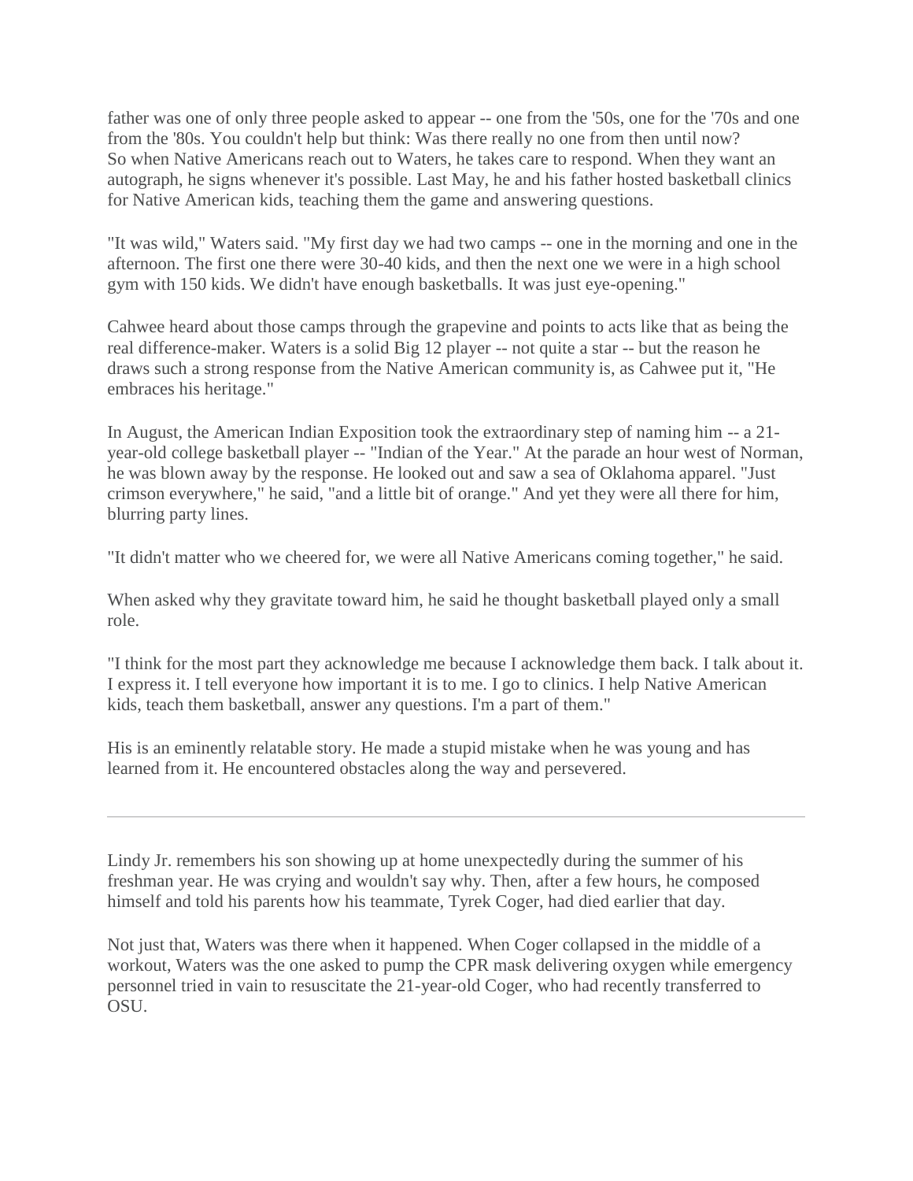father was one of only three people asked to appear -- one from the '50s, one for the '70s and one from the '80s. You couldn't help but think: Was there really no one from then until now? So when Native Americans reach out to Waters, he takes care to respond. When they want an autograph, he signs whenever it's possible. Last May, he and his father hosted basketball clinics for Native American kids, teaching them the game and answering questions.

"It was wild," Waters said. "My first day we had two camps -- one in the morning and one in the afternoon. The first one there were 30-40 kids, and then the next one we were in a high school gym with 150 kids. We didn't have enough basketballs. It was just eye-opening."

Cahwee heard about those camps through the grapevine and points to acts like that as being the real difference-maker. Waters is a solid Big 12 player -- not quite a star -- but the reason he draws such a strong response from the Native American community is, as Cahwee put it, "He embraces his heritage."

In August, the American Indian Exposition took the extraordinary step of naming him -- a 21-year-old college basketball player -- "Indian of the Year." At the parade an hour west of Norman, he was blown away by the response. He looked out and saw a sea of Oklahoma apparel. "Just crimson everywhere," he said, "and a little bit of orange." And yet they were all there for him, blurring party lines.

"It didn't matter who we cheered for, we were all Native Americans coming together," he said.

When asked why they gravitate toward him, he said he thought basketball played only a small role.

"I think for the most part they acknowledge me because I acknowledge them back. I talk about it. I express it. I tell everyone how important it is to me. I go to clinics. I help Native American kids, teach them basketball, answer any questions. I'm a part of them."

His is an eminently relatable story. He made a stupid mistake when he was young and has learned from it. He encountered obstacles along the way and persevered.

---

Lindy Jr. remembers his son showing up at home unexpectedly during the summer of his freshman year. He was crying and wouldn't say why. Then, after a few hours, he composed himself and told his parents how his teammate, Tyrek Coger, had died earlier that day.

Not just that, Waters was there when it happened. When Coger collapsed in the middle of a workout, Waters was the one asked to pump the CPR mask delivering oxygen while emergency personnel tried in vain to resuscitate the 21-year-old Coger, who had recently transferred to OSU.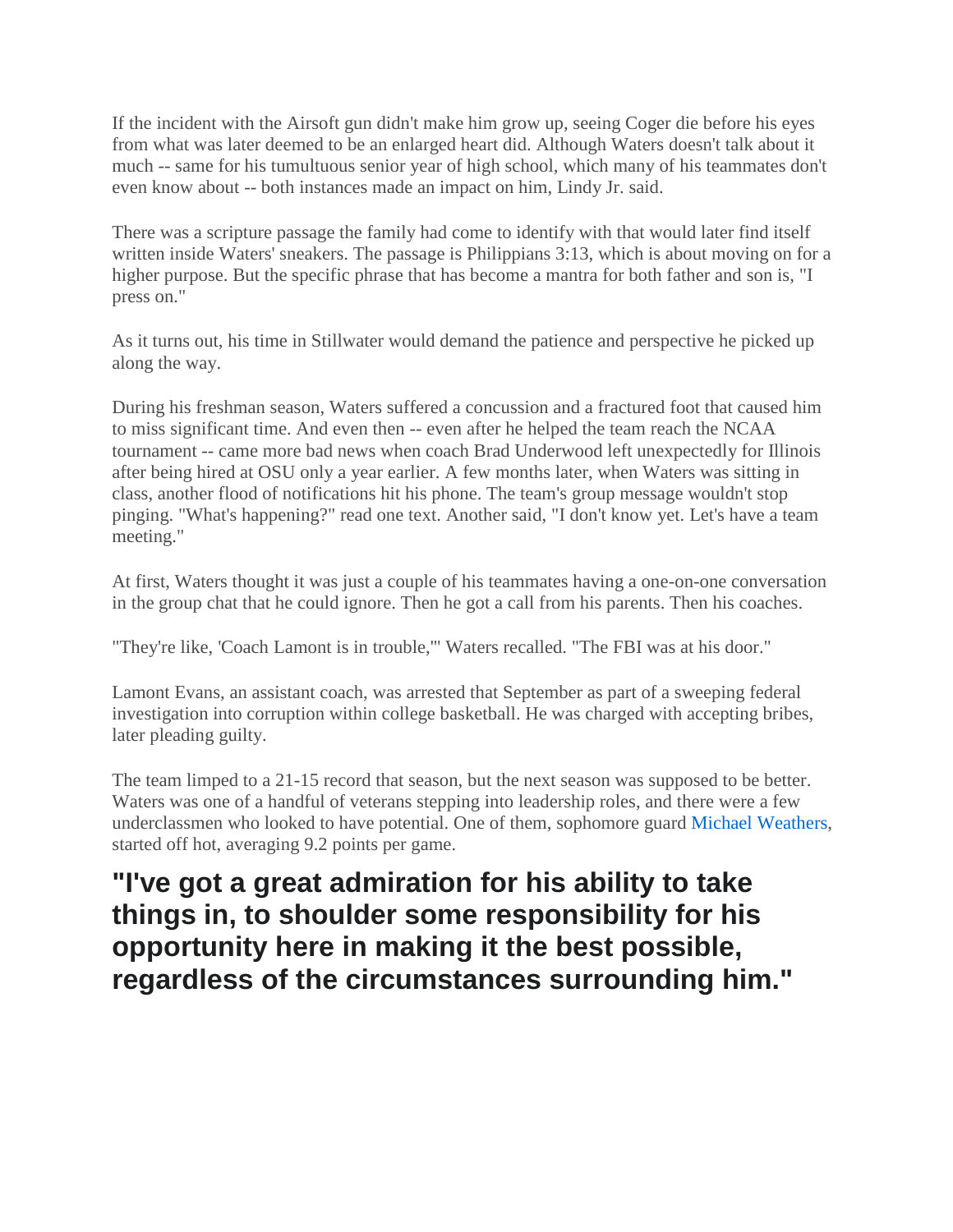If the incident with the Airsoft gun didn't make him grow up, seeing Coger die before his eyes from what was later deemed to be an enlarged heart did. Although Waters doesn't talk about it much -- same for his tumultuous senior year of high school, which many of his teammates don't even know about -- both instances made an impact on him, Lindy Jr. said.

There was a scripture passage the family had come to identify with that would later find itself written inside Waters' sneakers. The passage is Philippians 3:13, which is about moving on for a higher purpose. But the specific phrase that has become a mantra for both father and son is, "I press on."

As it turns out, his time in Stillwater would demand the patience and perspective he picked up along the way.

During his freshman season, Waters suffered a concussion and a fractured foot that caused him to miss significant time. And even then -- even after he helped the team reach the NCAA tournament -- came more bad news when coach Brad Underwood left unexpectedly for Illinois after being hired at OSU only a year earlier. A few months later, when Waters was sitting in class, another flood of notifications hit his phone. The team's group message wouldn't stop pinging. "What's happening?" read one text. Another said, "I don't know yet. Let's have a team meeting."

At first, Waters thought it was just a couple of his teammates having a one-on-one conversation in the group chat that he could ignore. Then he got a call from his parents. Then his coaches.

"They're like, 'Coach Lamont is in trouble,'" Waters recalled. "The FBI was at his door."

Lamont Evans, an assistant coach, was arrested that September as part of a sweeping federal investigation into corruption within college basketball. He was charged with accepting bribes, later pleading guilty.

The team limped to a 21-15 record that season, but the next season was supposed to be better. Waters was one of a handful of veterans stepping into leadership roles, and there were a few underclassmen who looked to have potential. One of them, sophomore guard Michael Weathers, started off hot, averaging 9.2 points per game.

## "I've got a great admiration for his ability to take things in, to shoulder some responsibility for his opportunity here in making it the best possible, regardless of the circumstances surrounding him."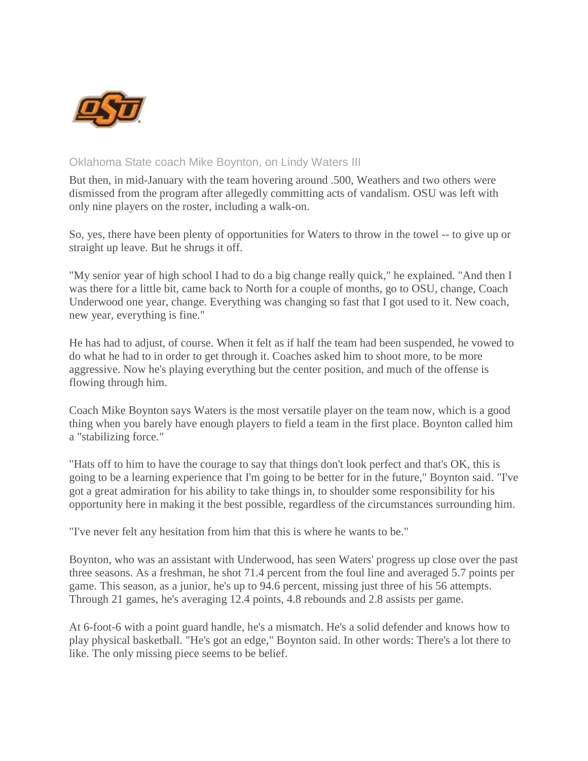Oklahoma State coach Mike Boynton, on Lindy Waters III

But then, in mid-January with the team hovering around .500, Weathers and two others were dismissed from the program after allegedly committing acts of vandalism. OSU was left with only nine players on the roster, including a walk-on.

So, yes, there have been plenty of opportunities for Waters to throw in the towel -- to give up or straight up leave. But he shrugs it off.

"My senior year of high school I had to do a big change really quick," he explained. "And then I was there for a little bit, came back to North for a couple of months, go to OSU, change, Coach Underwood one year, change. Everything was changing so fast that I got used to it. New coach, new year, everything is fine."

He has had to adjust, of course. When it felt as if half the team had been suspended, he vowed to do what he had to in order to get through it. Coaches asked him to shoot more, to be more aggressive. Now he's playing everything but the center position, and much of the offense is flowing through him.

Coach Mike Boynton says Waters is the most versatile player on the team now, which is a good thing when you barely have enough players to field a team in the first place. Boynton called him a "stabilizing force."

"Hats off to him to have the courage to say that things don't look perfect and that's OK, this is going to be a learning experience that I'm going to be better for in the future," Boynton said. "I've got a great admiration for his ability to take things in, to shoulder some responsibility for his opportunity here in making it the best possible, regardless of the circumstances surrounding him.

"I've never felt any hesitation from him that this is where he wants to be."

Boynton, who was an assistant with Underwood, has seen Waters' progress up close over the past three seasons. As a freshman, he shot 71.4 percent from the foul line and averaged 5.7 points per game. This season, as a junior, he's up to 94.6 percent, missing just three of his 56 attempts. Through 21 games, he's averaging 12.4 points, 4.8 rebounds and 2.8 assists per game.

At 6-foot-6 with a point guard handle, he's a mismatch. He's a solid defender and knows how to play physical basketball. "He's got an edge," Boynton said. In other words: There's a lot there to like. The only missing piece seems to be belief.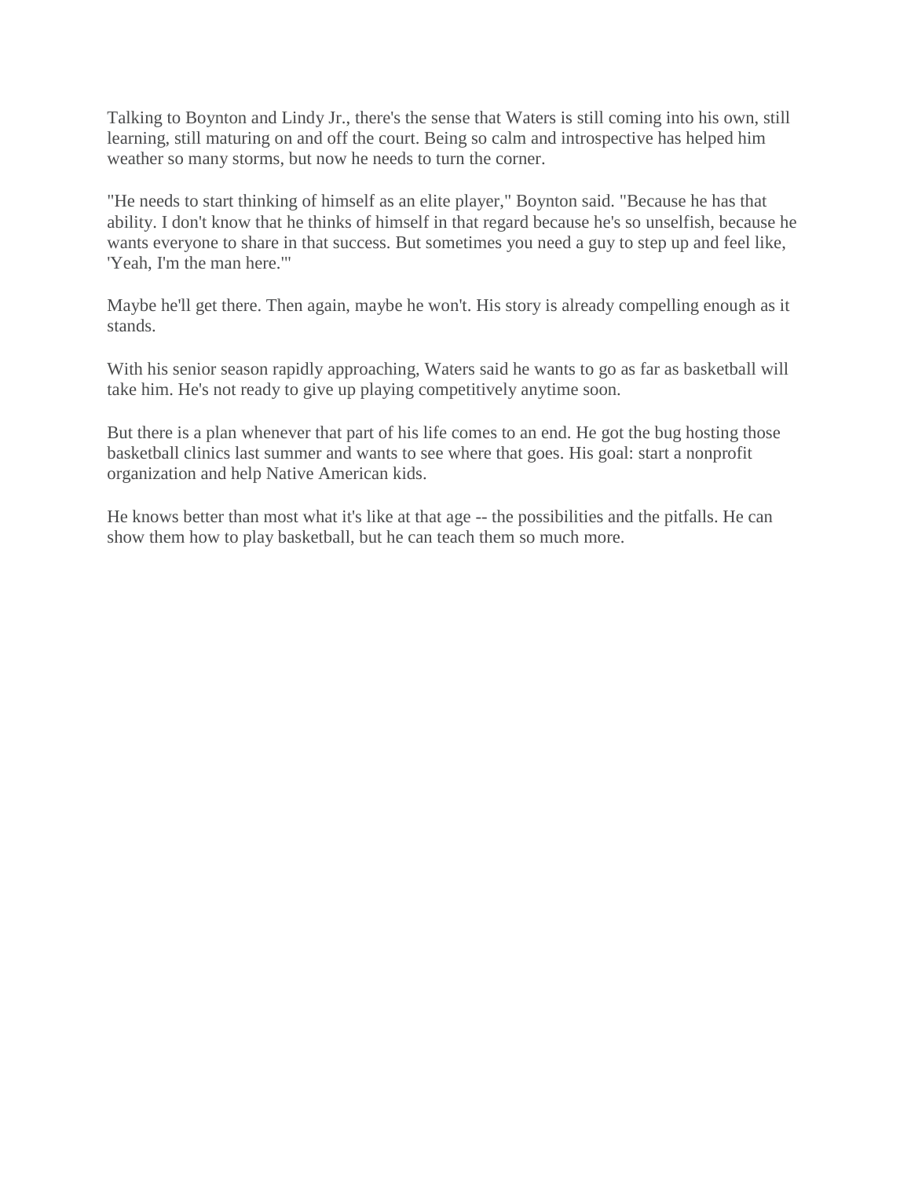Talking to Boynton and Lindy Jr., there's the sense that Waters is still coming into his own, still learning, still maturing on and off the court. Being so calm and introspective has helped him weather so many storms, but now he needs to turn the corner.

"He needs to start thinking of himself as an elite player," Boynton said. "Because he has that ability. I don't know that he thinks of himself in that regard because he's so unselfish, because he wants everyone to share in that success. But sometimes you need a guy to step up and feel like, 'Yeah, I'm the man here.'"

Maybe he'll get there. Then again, maybe he won't. His story is already compelling enough as it stands.

With his senior season rapidly approaching, Waters said he wants to go as far as basketball will take him. He's not ready to give up playing competitively anytime soon.

But there is a plan whenever that part of his life comes to an end. He got the bug hosting those basketball clinics last summer and wants to see where that goes. His goal: start a nonprofit organization and help Native American kids.

He knows better than most what it's like at that age -- the possibilities and the pitfalls. He can show them how to play basketball, but he can teach them so much more.